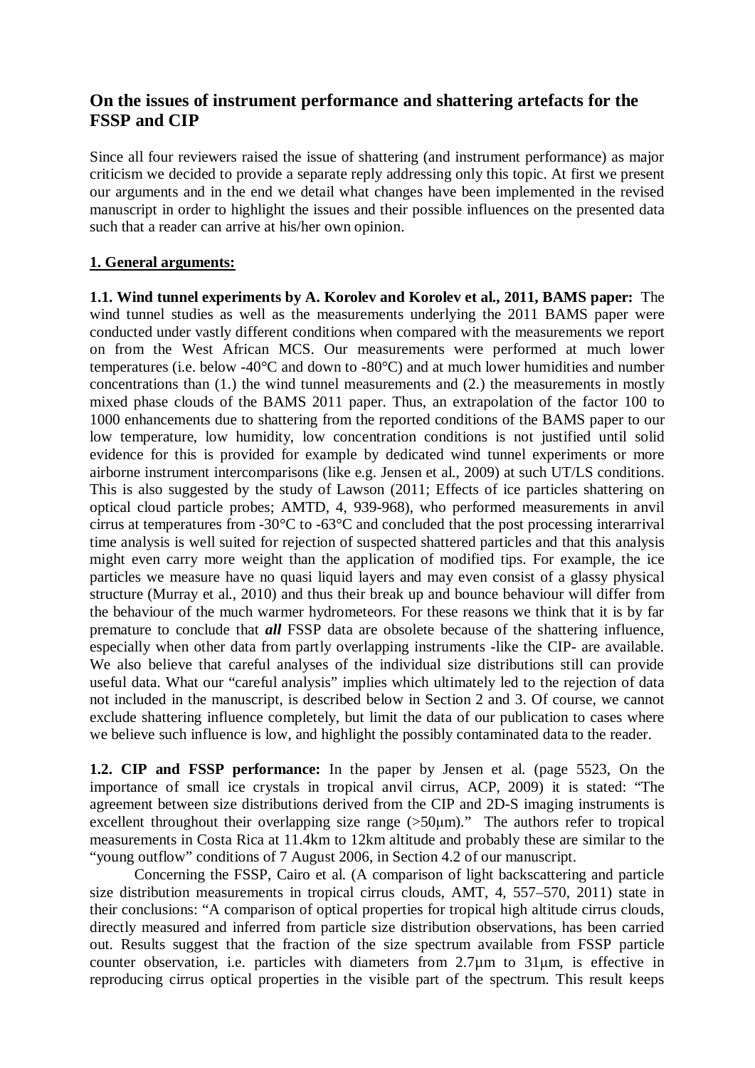## On the issues of instrument performance and shattering artefacts for the FSSP and CIP

Since all four reviewers raised the issue of shattering (and instrument performance) as major criticism we decided to provide a separate reply addressing only this topic. At first we present our arguments and in the end we detail what changes have been implemented in the revised manuscript in order to highlight the issues and their possible influences on the presented data such that a reader can arrive at his/her own opinion.

### 1. General arguments:

**1.1. Wind tunnel experiments by A. Korolev and Korolev et al., 2011, BAMS paper:** The wind tunnel studies as well as the measurements underlying the 2011 BAMS paper were conducted under vastly different conditions when compared with the measurements we report on from the West African MCS. Our measurements were performed at much lower temperatures (i.e. below -40°C and down to -80°C) and at much lower humidities and number concentrations than (1.) the wind tunnel measurements and (2.) the measurements in mostly mixed phase clouds of the BAMS 2011 paper. Thus, an extrapolation of the factor 100 to 1000 enhancements due to shattering from the reported conditions of the BAMS paper to our low temperature, low humidity, low concentration conditions is not justified until solid evidence for this is provided for example by dedicated wind tunnel experiments or more airborne instrument intercomparisons (like e.g. Jensen et al., 2009) at such UT/LS conditions. This is also suggested by the study of Lawson (2011; Effects of ice particles shattering on optical cloud particle probes; AMTD, 4, 939-968), who performed measurements in anvil cirrus at temperatures from -30°C to -63°C and concluded that the post processing interarrival time analysis is well suited for rejection of suspected shattered particles and that this analysis might even carry more weight than the application of modified tips. For example, the ice particles we measure have no quasi liquid layers and may even consist of a glassy physical structure (Murray et al., 2010) and thus their break up and bounce behaviour will differ from the behaviour of the much warmer hydrometeors. For these reasons we think that it is by far premature to conclude that ***all*** FSSP data are obsolete because of the shattering influence, especially when other data from partly overlapping instruments -like the CIP- are available. We also believe that careful analyses of the individual size distributions still can provide useful data. What our "careful analysis" implies which ultimately led to the rejection of data not included in the manuscript, is described below in Section 2 and 3. Of course, we cannot exclude shattering influence completely, but limit the data of our publication to cases where we believe such influence is low, and highlight the possibly contaminated data to the reader.

**1.2. CIP and FSSP performance:** In the paper by Jensen et al. (page 5523, On the importance of small ice crystals in tropical anvil cirrus, ACP, 2009) it is stated: "The agreement between size distributions derived from the CIP and 2D-S imaging instruments is excellent throughout their overlapping size range (>50µm)." The authors refer to tropical measurements in Costa Rica at 11.4km to 12km altitude and probably these are similar to the "young outflow" conditions of 7 August 2006, in Section 4.2 of our manuscript.

Concerning the FSSP, Cairo et al. (A comparison of light backscattering and particle size distribution measurements in tropical cirrus clouds, AMT, 4, 557–570, 2011) state in their conclusions: "A comparison of optical properties for tropical high altitude cirrus clouds, directly measured and inferred from particle size distribution observations, has been carried out. Results suggest that the fraction of the size spectrum available from FSSP particle counter observation, i.e. particles with diameters from 2.7µm to 31µm, is effective in reproducing cirrus optical properties in the visible part of the spectrum. This result keeps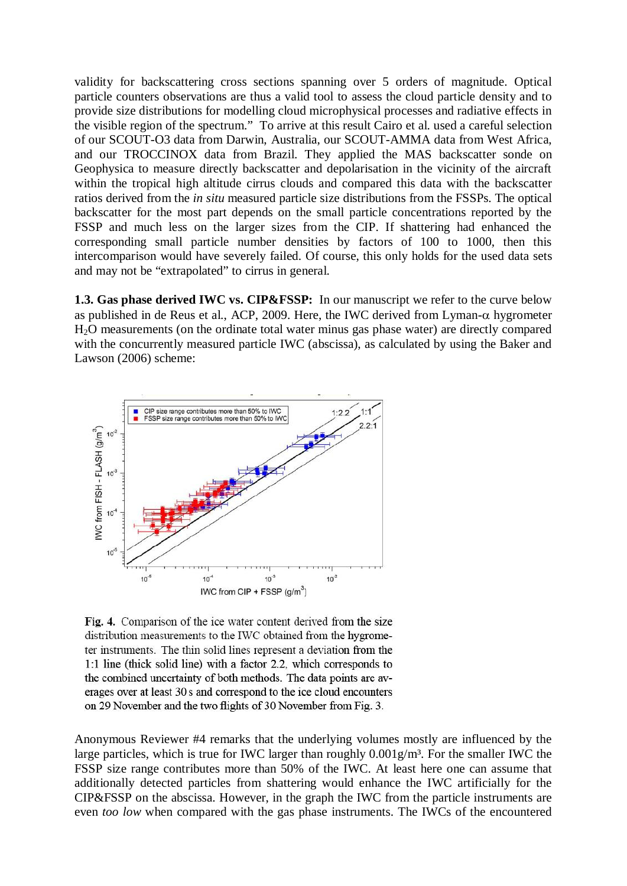validity for backscattering cross sections spanning over 5 orders of magnitude. Optical particle counters observations are thus a valid tool to assess the cloud particle density and to provide size distributions for modelling cloud microphysical processes and radiative effects in the visible region of the spectrum." To arrive at this result Cairo et al. used a careful selection of our SCOUT-O3 data from Darwin, Australia, our SCOUT-AMMA data from West Africa, and our TROCCINOX data from Brazil. They applied the MAS backscatter sonde on Geophysica to measure directly backscatter and depolarisation in the vicinity of the aircraft within the tropical high altitude cirrus clouds and compared this data with the backscatter ratios derived from the *in situ* measured particle size distributions from the FSSPs. The optical backscatter for the most part depends on the small particle concentrations reported by the FSSP and much less on the larger sizes from the CIP. If shattering had enhanced the corresponding small particle number densities by factors of 100 to 1000, then this intercomparison would have severely failed. Of course, this only holds for the used data sets and may not be "extrapolated" to cirrus in general.

**1.3. Gas phase derived IWC vs. CIP&FSSP:** In our manuscript we refer to the curve below as published in de Reus et al., ACP, 2009. Here, the IWC derived from Lyman-$\alpha$ hygrometer $H_2O$ measurements (on the ordinate total water minus gas phase water) are directly compared with the concurrently measured particle IWC (abscissa), as calculated by using the Baker and Lawson (2006) scheme:

Fig. 4. Comparison of the ice water content derived from the size distribution measurements to the IWC obtained from the hygrometer instruments. The thin solid lines represent a deviation from the 1:1 line (thick solid line) with a factor 2.2, which corresponds to the combined uncertainty of both methods. The data points are averages over at least 30 s and correspond to the ice cloud encounters on 29 November and the two flights of 30 November from Fig. 3.

Anonymous Reviewer #4 remarks that the underlying volumes mostly are influenced by the large particles, which is true for IWC larger than roughly 0.001g/m³. For the smaller IWC the FSSP size range contributes more than 50% of the IWC. At least here one can assume that additionally detected particles from shattering would enhance the IWC artificially for the CIP&FSSP on the abscissa. However, in the graph the IWC from the particle instruments are even *too low* when compared with the gas phase instruments. The IWCs of the encountered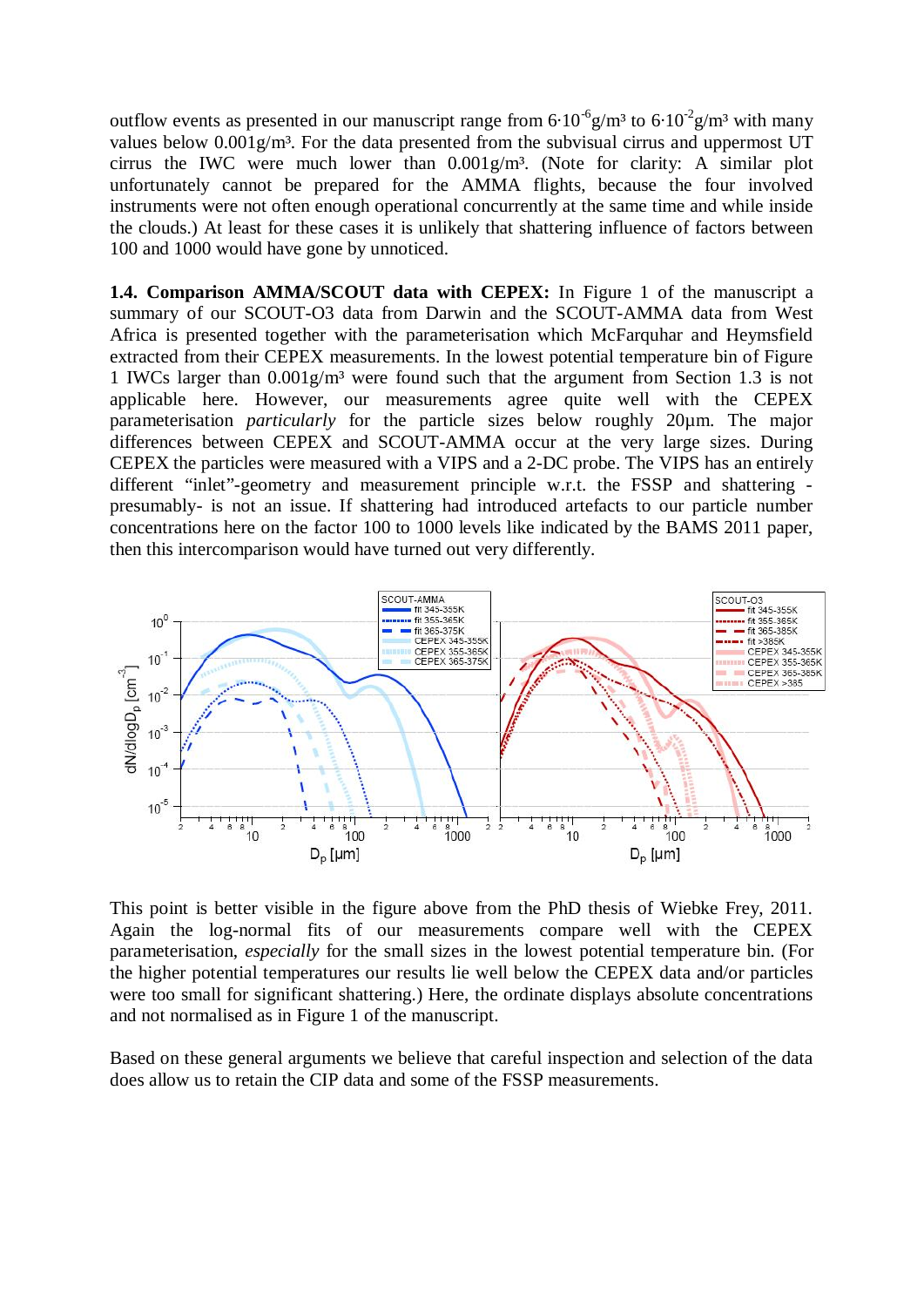outflow events as presented in our manuscript range from $6\cdot10^{-6}$g/m³ to $6\cdot10^{-2}$g/m³ with many values below 0.001g/m³. For the data presented from the subvisual cirrus and uppermost UT cirrus the IWC were much lower than 0.001g/m³. (Note for clarity: A similar plot unfortunately cannot be prepared for the AMMA flights, because the four involved instruments were not often enough operational concurrently at the same time and while inside the clouds.) At least for these cases it is unlikely that shattering influence of factors between 100 and 1000 would have gone by unnoticed.

**1.4. Comparison AMMA/SCOUT data with CEPEX:** In Figure 1 of the manuscript a summary of our SCOUT-O3 data from Darwin and the SCOUT-AMMA data from West Africa is presented together with the parameterisation which McFarquhar and Heymsfield extracted from their CEPEX measurements. In the lowest potential temperature bin of Figure 1 IWCs larger than 0.001g/m³ were found such that the argument from Section 1.3 is not applicable here. However, our measurements agree quite well with the CEPEX parameterisation *particularly* for the particle sizes below roughly 20µm. The major differences between CEPEX and SCOUT-AMMA occur at the very large sizes. During CEPEX the particles were measured with a VIPS and a 2-DC probe. The VIPS has an entirely different "inlet"-geometry and measurement principle w.r.t. the FSSP and shattering -presumably- is not an issue. If shattering had introduced artefacts to our particle number concentrations here on the factor 100 to 1000 levels like indicated by the BAMS 2011 paper, then this intercomparison would have turned out very differently.

This point is better visible in the figure above from the PhD thesis of Wiebke Frey, 2011. Again the log-normal fits of our measurements compare well with the CEPEX parameterisation, *especially* for the small sizes in the lowest potential temperature bin. (For the higher potential temperatures our results lie well below the CEPEX data and/or particles were too small for significant shattering.) Here, the ordinate displays absolute concentrations and not normalised as in Figure 1 of the manuscript.

Based on these general arguments we believe that careful inspection and selection of the data does allow us to retain the CIP data and some of the FSSP measurements.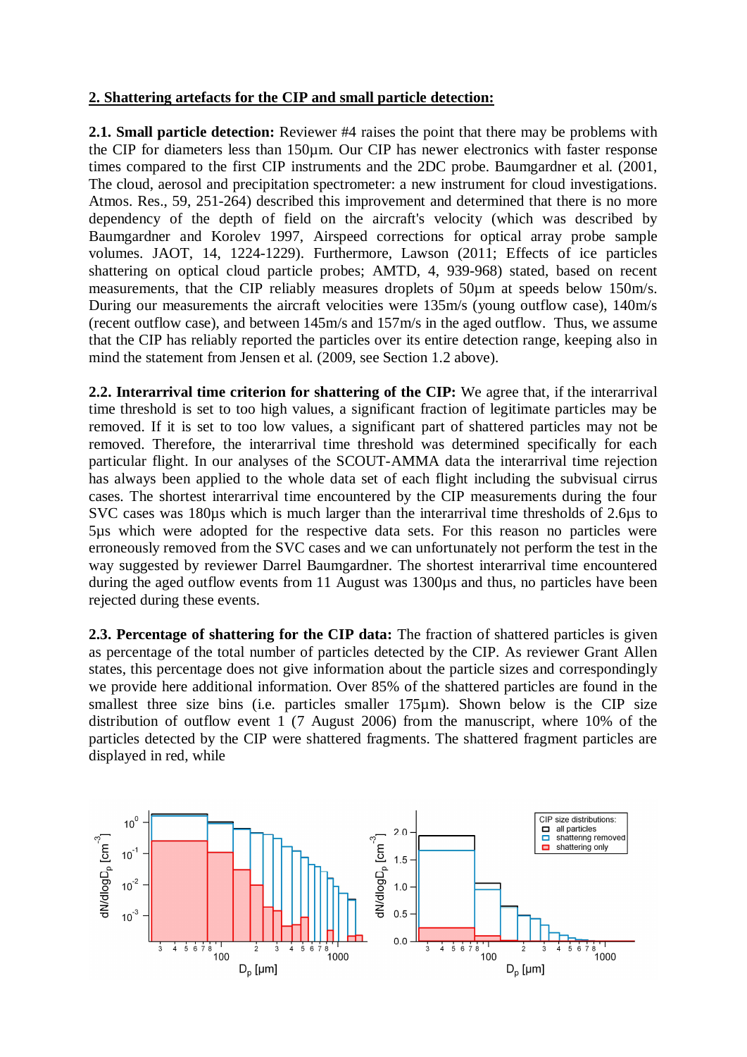**2. Shattering artefacts for the CIP and small particle detection:**

**2.1. Small particle detection:** Reviewer #4 raises the point that there may be problems with the CIP for diameters less than 150µm. Our CIP has newer electronics with faster response times compared to the first CIP instruments and the 2DC probe. Baumgardner et al. (2001, The cloud, aerosol and precipitation spectrometer: a new instrument for cloud investigations. Atmos. Res., 59, 251-264) described this improvement and determined that there is no more dependency of the depth of field on the aircraft's velocity (which was described by Baumgardner and Korolev 1997, Airspeed corrections for optical array probe sample volumes. JAOT, 14, 1224-1229). Furthermore, Lawson (2011; Effects of ice particles shattering on optical cloud particle probes; AMTD, 4, 939-968) stated, based on recent measurements, that the CIP reliably measures droplets of 50µm at speeds below 150m/s. During our measurements the aircraft velocities were 135m/s (young outflow case), 140m/s (recent outflow case), and between 145m/s and 157m/s in the aged outflow. Thus, we assume that the CIP has reliably reported the particles over its entire detection range, keeping also in mind the statement from Jensen et al. (2009, see Section 1.2 above).

**2.2. Interarrival time criterion for shattering of the CIP:** We agree that, if the interarrival time threshold is set to too high values, a significant fraction of legitimate particles may be removed. If it is set to too low values, a significant part of shattered particles may not be removed. Therefore, the interarrival time threshold was determined specifically for each particular flight. In our analyses of the SCOUT-AMMA data the interarrival time rejection has always been applied to the whole data set of each flight including the subvisual cirrus cases. The shortest interarrival time encountered by the CIP measurements during the four SVC cases was 180µs which is much larger than the interarrival time thresholds of 2.6µs to 5µs which were adopted for the respective data sets. For this reason no particles were erroneously removed from the SVC cases and we can unfortunately not perform the test in the way suggested by reviewer Darrel Baumgardner. The shortest interarrival time encountered during the aged outflow events from 11 August was 1300µs and thus, no particles have been rejected during these events.

**2.3. Percentage of shattering for the CIP data:** The fraction of shattered particles is given as percentage of the total number of particles detected by the CIP. As reviewer Grant Allen states, this percentage does not give information about the particle sizes and correspondingly we provide here additional information. Over 85% of the shattered particles are found in the smallest three size bins (i.e. particles smaller 175µm). Shown below is the CIP size distribution of outflow event 1 (7 August 2006) from the manuscript, where 10% of the particles detected by the CIP were shattered fragments. The shattered fragment particles are displayed in red, while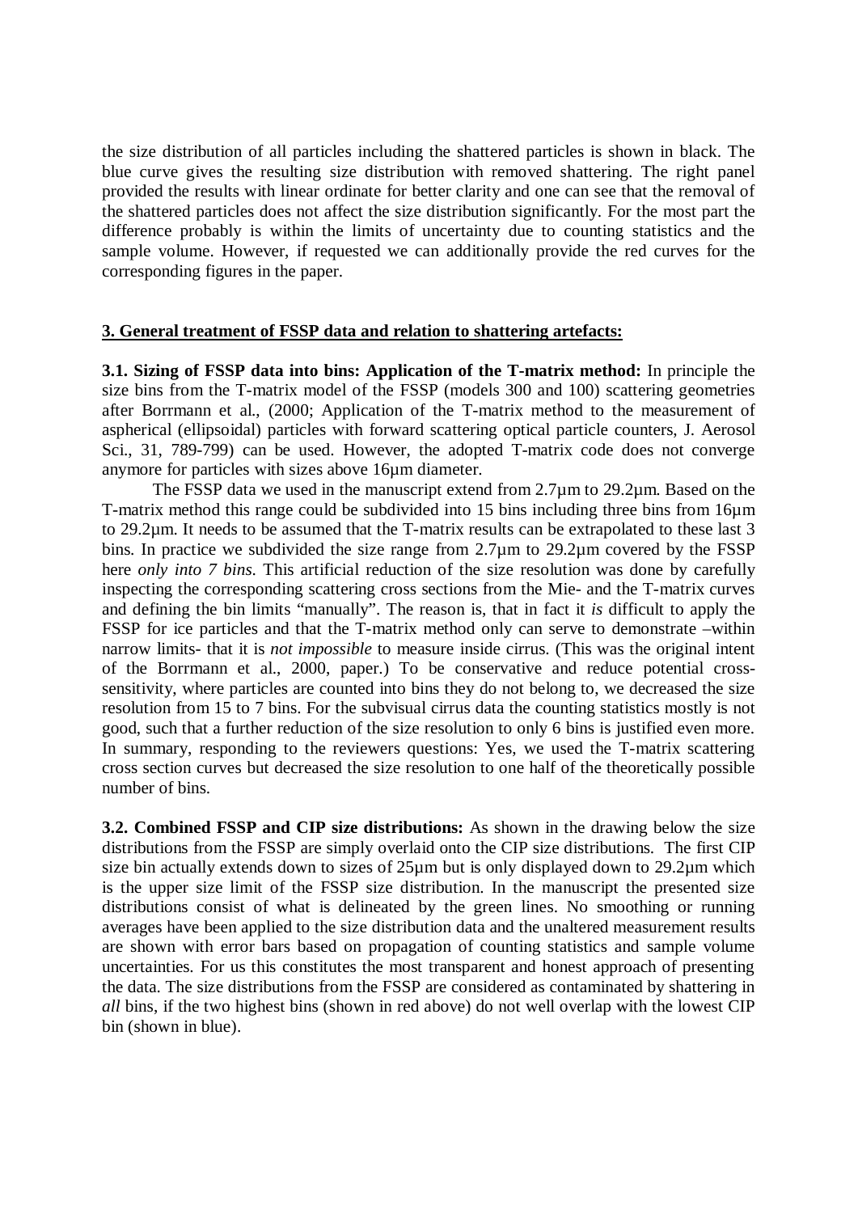the size distribution of all particles including the shattered particles is shown in black. The blue curve gives the resulting size distribution with removed shattering. The right panel provided the results with linear ordinate for better clarity and one can see that the removal of the shattered particles does not affect the size distribution significantly. For the most part the difference probably is within the limits of uncertainty due to counting statistics and the sample volume. However, if requested we can additionally provide the red curves for the corresponding figures in the paper.

## 3. General treatment of FSSP data and relation to shattering artefacts:

**3.1. Sizing of FSSP data into bins: Application of the T-matrix method:** In principle the size bins from the T-matrix model of the FSSP (models 300 and 100) scattering geometries after Borrmann et al., (2000; Application of the T-matrix method to the measurement of aspherical (ellipsoidal) particles with forward scattering optical particle counters, J. Aerosol Sci., 31, 789-799) can be used. However, the adopted T-matrix code does not converge anymore for particles with sizes above 16µm diameter.

The FSSP data we used in the manuscript extend from 2.7µm to 29.2µm. Based on the T-matrix method this range could be subdivided into 15 bins including three bins from 16µm to 29.2µm. It needs to be assumed that the T-matrix results can be extrapolated to these last 3 bins. In practice we subdivided the size range from 2.7µm to 29.2µm covered by the FSSP here *only into 7 bins*. This artificial reduction of the size resolution was done by carefully inspecting the corresponding scattering cross sections from the Mie- and the T-matrix curves and defining the bin limits "manually". The reason is, that in fact it *is* difficult to apply the FSSP for ice particles and that the T-matrix method only can serve to demonstrate –within narrow limits- that it is *not impossible* to measure inside cirrus. (This was the original intent of the Borrmann et al., 2000, paper.) To be conservative and reduce potential cross-sensitivity, where particles are counted into bins they do not belong to, we decreased the size resolution from 15 to 7 bins. For the subvisual cirrus data the counting statistics mostly is not good, such that a further reduction of the size resolution to only 6 bins is justified even more. In summary, responding to the reviewers questions: Yes, we used the T-matrix scattering cross section curves but decreased the size resolution to one half of the theoretically possible number of bins.

**3.2. Combined FSSP and CIP size distributions:** As shown in the drawing below the size distributions from the FSSP are simply overlaid onto the CIP size distributions. The first CIP size bin actually extends down to sizes of 25µm but is only displayed down to 29.2µm which is the upper size limit of the FSSP size distribution. In the manuscript the presented size distributions consist of what is delineated by the green lines. No smoothing or running averages have been applied to the size distribution data and the unaltered measurement results are shown with error bars based on propagation of counting statistics and sample volume uncertainties. For us this constitutes the most transparent and honest approach of presenting the data. The size distributions from the FSSP are considered as contaminated by shattering in *all* bins, if the two highest bins (shown in red above) do not well overlap with the lowest CIP bin (shown in blue).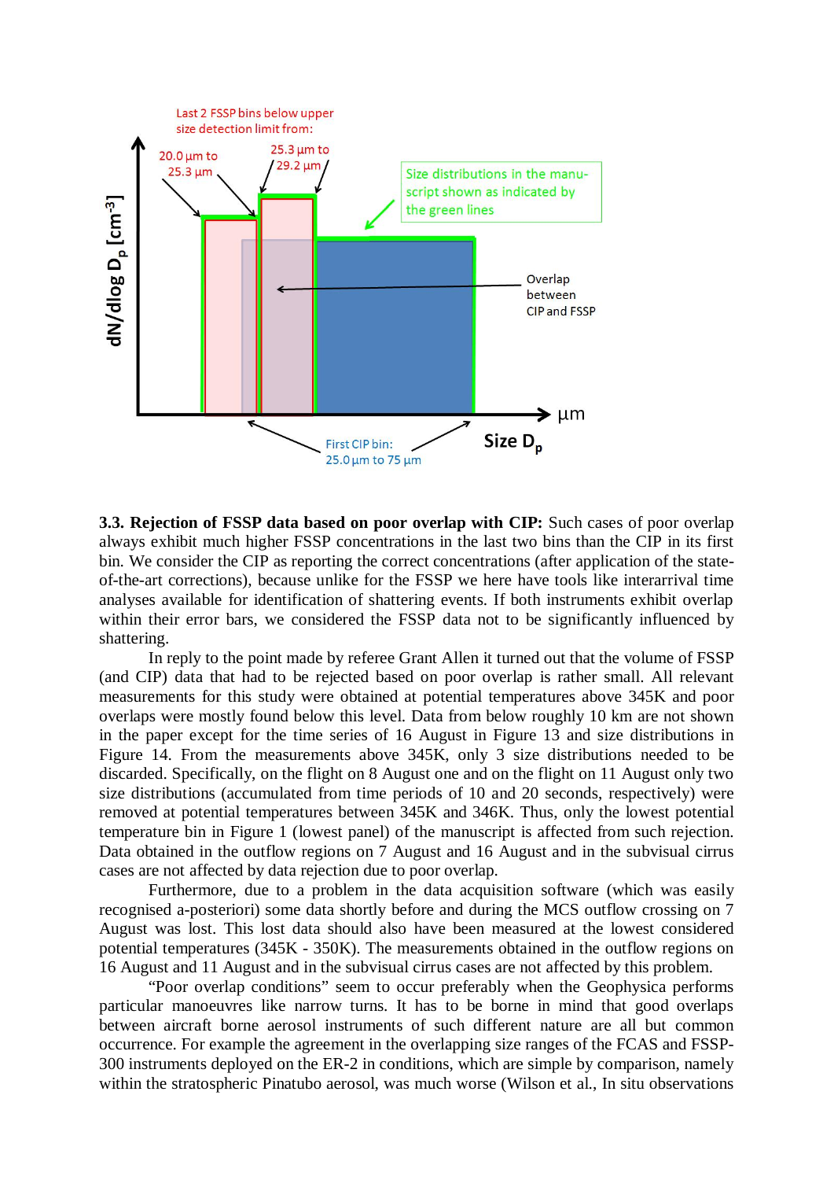**3.3. Rejection of FSSP data based on poor overlap with CIP:** Such cases of poor overlap always exhibit much higher FSSP concentrations in the last two bins than the CIP in its first bin. We consider the CIP as reporting the correct concentrations (after application of the state-of-the-art corrections), because unlike for the FSSP we here have tools like interarrival time analyses available for identification of shattering events. If both instruments exhibit overlap within their error bars, we considered the FSSP data not to be significantly influenced by shattering.

In reply to the point made by referee Grant Allen it turned out that the volume of FSSP (and CIP) data that had to be rejected based on poor overlap is rather small. All relevant measurements for this study were obtained at potential temperatures above 345K and poor overlaps were mostly found below this level. Data from below roughly 10 km are not shown in the paper except for the time series of 16 August in Figure 13 and size distributions in Figure 14. From the measurements above 345K, only 3 size distributions needed to be discarded. Specifically, on the flight on 8 August one and on the flight on 11 August only two size distributions (accumulated from time periods of 10 and 20 seconds, respectively) were removed at potential temperatures between 345K and 346K. Thus, only the lowest potential temperature bin in Figure 1 (lowest panel) of the manuscript is affected from such rejection. Data obtained in the outflow regions on 7 August and 16 August and in the subvisual cirrus cases are not affected by data rejection due to poor overlap.

Furthermore, due to a problem in the data acquisition software (which was easily recognised a-posteriori) some data shortly before and during the MCS outflow crossing on 7 August was lost. This lost data should also have been measured at the lowest considered potential temperatures (345K - 350K). The measurements obtained in the outflow regions on 16 August and 11 August and in the subvisual cirrus cases are not affected by this problem.

"Poor overlap conditions" seem to occur preferably when the Geophysica performs particular manoeuvres like narrow turns. It has to be borne in mind that good overlaps between aircraft borne aerosol instruments of such different nature are all but common occurrence. For example the agreement in the overlapping size ranges of the FCAS and FSSP-300 instruments deployed on the ER-2 in conditions, which are simple by comparison, namely within the stratospheric Pinatubo aerosol, was much worse (Wilson et al., In situ observations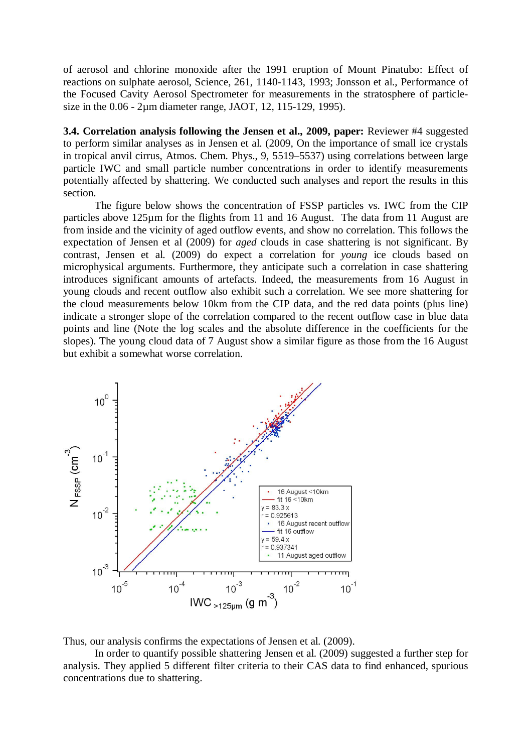of aerosol and chlorine monoxide after the 1991 eruption of Mount Pinatubo: Effect of reactions on sulphate aerosol, Science, 261, 1140-1143, 1993; Jonsson et al., Performance of the Focused Cavity Aerosol Spectrometer for measurements in the stratosphere of particle-size in the 0.06 - 2µm diameter range, JAOT, 12, 115-129, 1995).

**3.4. Correlation analysis following the Jensen et al., 2009, paper:** Reviewer #4 suggested to perform similar analyses as in Jensen et al. (2009, On the importance of small ice crystals in tropical anvil cirrus, Atmos. Chem. Phys., 9, 5519–5537) using correlations between large particle IWC and small particle number concentrations in order to identify measurements potentially affected by shattering. We conducted such analyses and report the results in this section.

The figure below shows the concentration of FSSP particles vs. IWC from the CIP particles above 125µm for the flights from 11 and 16 August. The data from 11 August are from inside and the vicinity of aged outflow events, and show no correlation. This follows the expectation of Jensen et al (2009) for *aged* clouds in case shattering is not significant. By contrast, Jensen et al. (2009) do expect a correlation for *young* ice clouds based on microphysical arguments. Furthermore, they anticipate such a correlation in case shattering introduces significant amounts of artefacts. Indeed, the measurements from 16 August in young clouds and recent outflow also exhibit such a correlation. We see more shattering for the cloud measurements below 10km from the CIP data, and the red data points (plus line) indicate a stronger slope of the correlation compared to the recent outflow case in blue data points and line (Note the log scales and the absolute difference in the coefficients for the slopes). The young cloud data of 7 August show a similar figure as those from the 16 August but exhibit a somewhat worse correlation.

Thus, our analysis confirms the expectations of Jensen et al. (2009).

In order to quantify possible shattering Jensen et al. (2009) suggested a further step for analysis. They applied 5 different filter criteria to their CAS data to find enhanced, spurious concentrations due to shattering.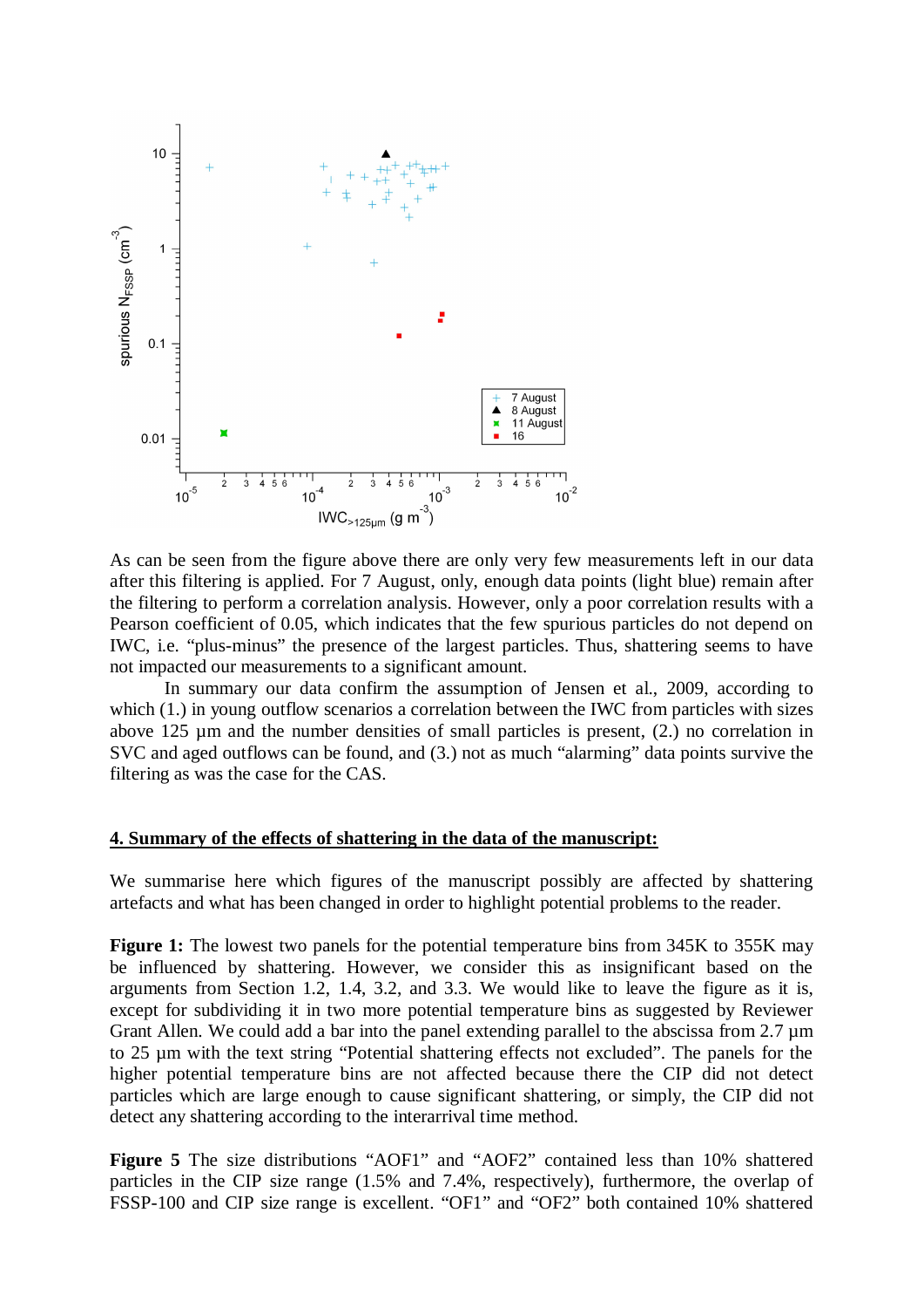As can be seen from the figure above there are only very few measurements left in our data after this filtering is applied. For 7 August, only, enough data points (light blue) remain after the filtering to perform a correlation analysis. However, only a poor correlation results with a Pearson coefficient of 0.05, which indicates that the few spurious particles do not depend on IWC, i.e. "plus-minus" the presence of the largest particles. Thus, shattering seems to have not impacted our measurements to a significant amount.

In summary our data confirm the assumption of Jensen et al., 2009, according to which (1.) in young outflow scenarios a correlation between the IWC from particles with sizes above 125 µm and the number densities of small particles is present, (2.) no correlation in SVC and aged outflows can be found, and (3.) not as much "alarming" data points survive the filtering as was the case for the CAS.

## 4. Summary of the effects of shattering in the data of the manuscript:

We summarise here which figures of the manuscript possibly are affected by shattering artefacts and what has been changed in order to highlight potential problems to the reader.

**Figure 1:** The lowest two panels for the potential temperature bins from 345K to 355K may be influenced by shattering. However, we consider this as insignificant based on the arguments from Section 1.2, 1.4, 3.2, and 3.3. We would like to leave the figure as it is, except for subdividing it in two more potential temperature bins as suggested by Reviewer Grant Allen. We could add a bar into the panel extending parallel to the abscissa from 2.7 µm to 25 µm with the text string "Potential shattering effects not excluded". The panels for the higher potential temperature bins are not affected because there the CIP did not detect particles which are large enough to cause significant shattering, or simply, the CIP did not detect any shattering according to the interarrival time method.

**Figure 5** The size distributions "AOF1" and "AOF2" contained less than 10% shattered particles in the CIP size range (1.5% and 7.4%, respectively), furthermore, the overlap of FSSP-100 and CIP size range is excellent. "OF1" and "OF2" both contained 10% shattered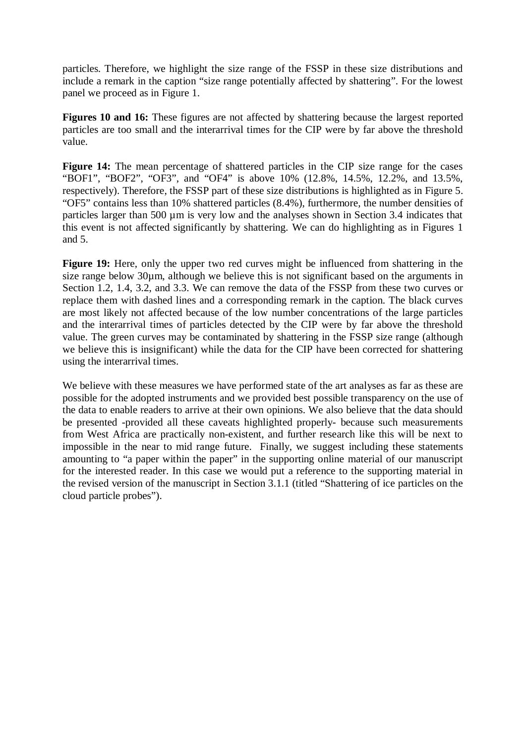particles. Therefore, we highlight the size range of the FSSP in these size distributions and include a remark in the caption "size range potentially affected by shattering". For the lowest panel we proceed as in Figure 1.

**Figures 10 and 16:** These figures are not affected by shattering because the largest reported particles are too small and the interarrival times for the CIP were by far above the threshold value.

**Figure 14:** The mean percentage of shattered particles in the CIP size range for the cases "BOF1", "BOF2", "OF3", and "OF4" is above 10% (12.8%, 14.5%, 12.2%, and 13.5%, respectively). Therefore, the FSSP part of these size distributions is highlighted as in Figure 5. "OF5" contains less than 10% shattered particles (8.4%), furthermore, the number densities of particles larger than 500 µm is very low and the analyses shown in Section 3.4 indicates that this event is not affected significantly by shattering. We can do highlighting as in Figures 1 and 5.

**Figure 19:** Here, only the upper two red curves might be influenced from shattering in the size range below 30µm, although we believe this is not significant based on the arguments in Section 1.2, 1.4, 3.2, and 3.3. We can remove the data of the FSSP from these two curves or replace them with dashed lines and a corresponding remark in the caption. The black curves are most likely not affected because of the low number concentrations of the large particles and the interarrival times of particles detected by the CIP were by far above the threshold value. The green curves may be contaminated by shattering in the FSSP size range (although we believe this is insignificant) while the data for the CIP have been corrected for shattering using the interarrival times.

We believe with these measures we have performed state of the art analyses as far as these are possible for the adopted instruments and we provided best possible transparency on the use of the data to enable readers to arrive at their own opinions. We also believe that the data should be presented -provided all these caveats highlighted properly- because such measurements from West Africa are practically non-existent, and further research like this will be next to impossible in the near to mid range future. Finally, we suggest including these statements amounting to "a paper within the paper" in the supporting online material of our manuscript for the interested reader. In this case we would put a reference to the supporting material in the revised version of the manuscript in Section 3.1.1 (titled "Shattering of ice particles on the cloud particle probes").